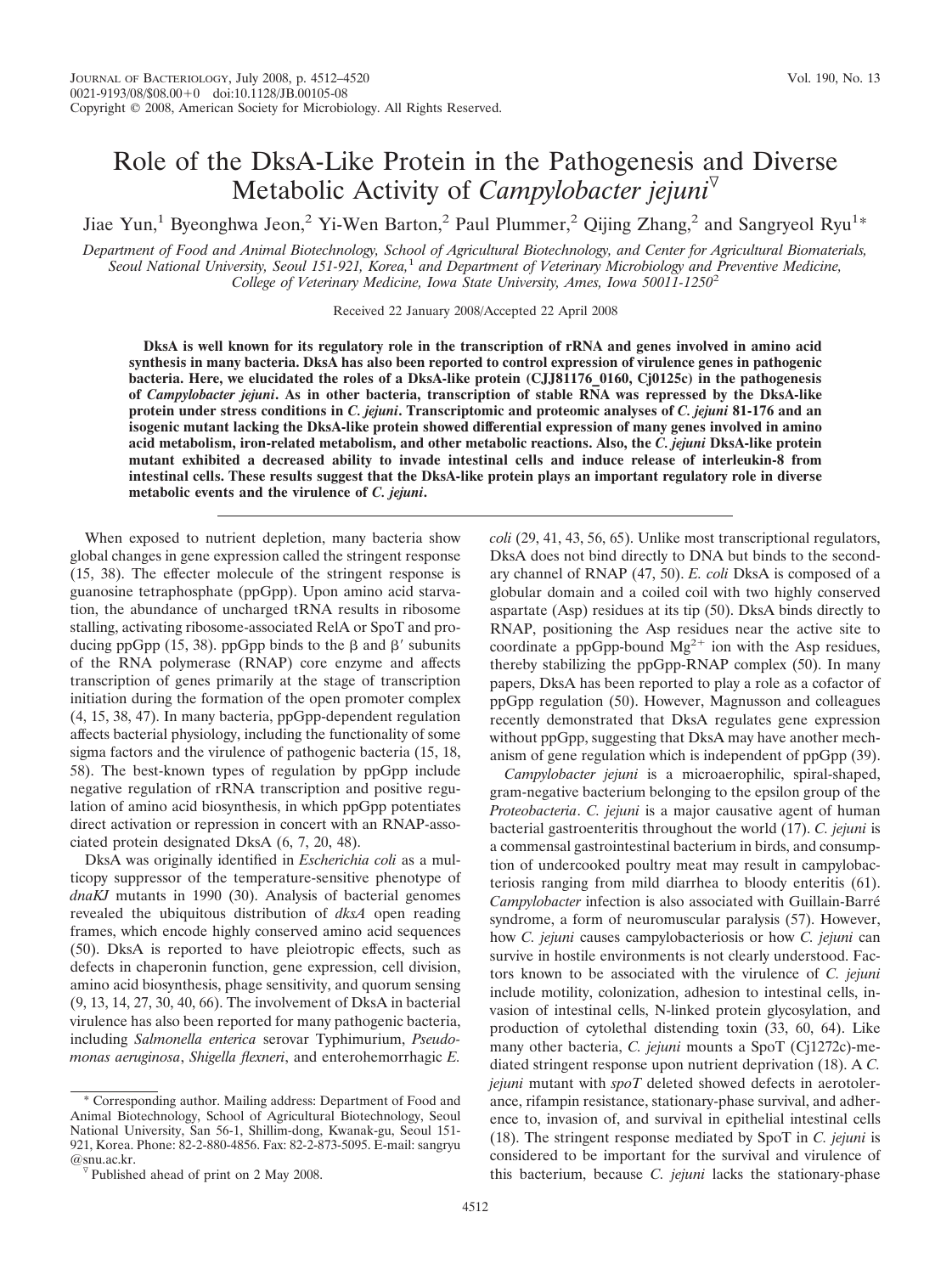# Role of the DksA-Like Protein in the Pathogenesis and Diverse Metabolic Activity of *Campylobacter jejuni*[▽]

Jiae Yun,[1] Byeonghwa Jeon,[2] Yi-Wen Barton,[2] Paul Plummer,[2] Qijing Zhang,[2] and Sangryeol Ryu[1]*

*Department of Food and Animal Biotechnology, School of Agricultural Biotechnology, and Center for Agricultural Biomaterials, Seoul National University, Seoul 151-921, Korea,[1] and Department of Veterinary Microbiology and Preventive Medicine, College of Veterinary Medicine, Iowa State University, Ames, Iowa 50011-1250[2]*

Received 22 January 2008/Accepted 22 April 2008

**DksA is well known for its regulatory role in the transcription of rRNA and genes involved in amino acid synthesis in many bacteria. DksA has also been reported to control expression of virulence genes in pathogenic bacteria. Here, we elucidated the roles of a DksA-like protein (CJJ81176_0160, Cj0125c) in the pathogenesis of *Campylobacter jejuni*. As in other bacteria, transcription of stable RNA was repressed by the DksA-like protein under stress conditions in *C. jejuni*. Transcriptomic and proteomic analyses of *C. jejuni* 81-176 and an isogenic mutant lacking the DksA-like protein showed differential expression of many genes involved in amino acid metabolism, iron-related metabolism, and other metabolic reactions. Also, the *C. jejuni* DksA-like protein mutant exhibited a decreased ability to invade intestinal cells and induce release of interleukin-8 from intestinal cells. These results suggest that the DksA-like protein plays an important regulatory role in diverse metabolic events and the virulence of *C. jejuni*.**

When exposed to nutrient depletion, many bacteria show global changes in gene expression called the stringent response (15, 38). The effecter molecule of the stringent response is guanosine tetraphosphate (ppGpp). Upon amino acid starvation, the abundance of uncharged tRNA results in ribosome stalling, activating ribosome-associated RelA or SpoT and producing ppGpp (15, 38). ppGpp binds to the β and β′ subunits of the RNA polymerase (RNAP) core enzyme and affects transcription of genes primarily at the stage of transcription initiation during the formation of the open promoter complex (4, 15, 38, 47). In many bacteria, ppGpp-dependent regulation affects bacterial physiology, including the functionality of some sigma factors and the virulence of pathogenic bacteria (15, 18, 58). The best-known types of regulation by ppGpp include negative regulation of rRNA transcription and positive regulation of amino acid biosynthesis, in which ppGpp potentiates direct activation or repression in concert with an RNAP-associated protein designated DksA (6, 7, 20, 48).

DksA was originally identified in *Escherichia coli* as a multicopy suppressor of the temperature-sensitive phenotype of *dnaKJ* mutants in 1990 (30). Analysis of bacterial genomes revealed the ubiquitous distribution of *dksA* open reading frames, which encode highly conserved amino acid sequences (50). DksA is reported to have pleiotropic effects, such as defects in chaperonin function, gene expression, cell division, amino acid biosynthesis, phage sensitivity, and quorum sensing (9, 13, 14, 27, 30, 40, 66). The involvement of DksA in bacterial virulence has also been reported for many pathogenic bacteria, including *Salmonella enterica* serovar Typhimurium, *Pseudomonas aeruginosa*, *Shigella flexneri*, and enterohemorrhagic *E. coli* (29, 41, 43, 56, 65). Unlike most transcriptional regulators, DksA does not bind directly to DNA but binds to the secondary channel of RNAP (47, 50). *E. coli* DksA is composed of a globular domain and a coiled coil with two highly conserved aspartate (Asp) residues at its tip (50). DksA binds directly to RNAP, positioning the Asp residues near the active site to coordinate a ppGpp-bound $Mg^{2+}$ ion with the Asp residues, thereby stabilizing the ppGpp-RNAP complex (50). In many papers, DksA has been reported to play a role as a cofactor of ppGpp regulation (50). However, Magnusson and colleagues recently demonstrated that DksA regulates gene expression without ppGpp, suggesting that DksA may have another mechanism of gene regulation which is independent of ppGpp (39).

*Campylobacter jejuni* is a microaerophilic, spiral-shaped, gram-negative bacterium belonging to the epsilon group of the *Proteobacteria*. *C. jejuni* is a major causative agent of human bacterial gastroenteritis throughout the world (17). *C. jejuni* is a commensal gastrointestinal bacterium in birds, and consumption of undercooked poultry meat may result in campylobacteriosis ranging from mild diarrhea to bloody enteritis (61). *Campylobacter* infection is also associated with Guillain-Barré syndrome, a form of neuromuscular paralysis (57). However, how *C. jejuni* causes campylobacteriosis or how *C. jejuni* can survive in hostile environments is not clearly understood. Factors known to be associated with the virulence of *C. jejuni* include motility, colonization, adhesion to intestinal cells, invasion of intestinal cells, N-linked protein glycosylation, and production of cytolethal distending toxin (33, 60, 64). Like many other bacteria, *C. jejuni* mounts a SpoT (Cj1272c)-mediated stringent response upon nutrient deprivation (18). A *C. jejuni* mutant with *spoT* deleted showed defects in aerotolerance, rifampin resistance, stationary-phase survival, and adherence to, invasion of, and survival in epithelial intestinal cells (18). The stringent response mediated by SpoT in *C. jejuni* is considered to be important for the survival and virulence of this bacterium, because *C. jejuni* lacks the stationary-phase

---

* Corresponding author. Mailing address: Department of Food and Animal Biotechnology, School of Agricultural Biotechnology, Seoul National University, San 56-1, Shillim-dong, Kwanak-gu, Seoul 151-921, Korea. Phone: 82-2-880-4856. Fax: 82-2-873-5095. E-mail: sangryu@snu.ac.kr.

▽ Published ahead of print on 2 May 2008.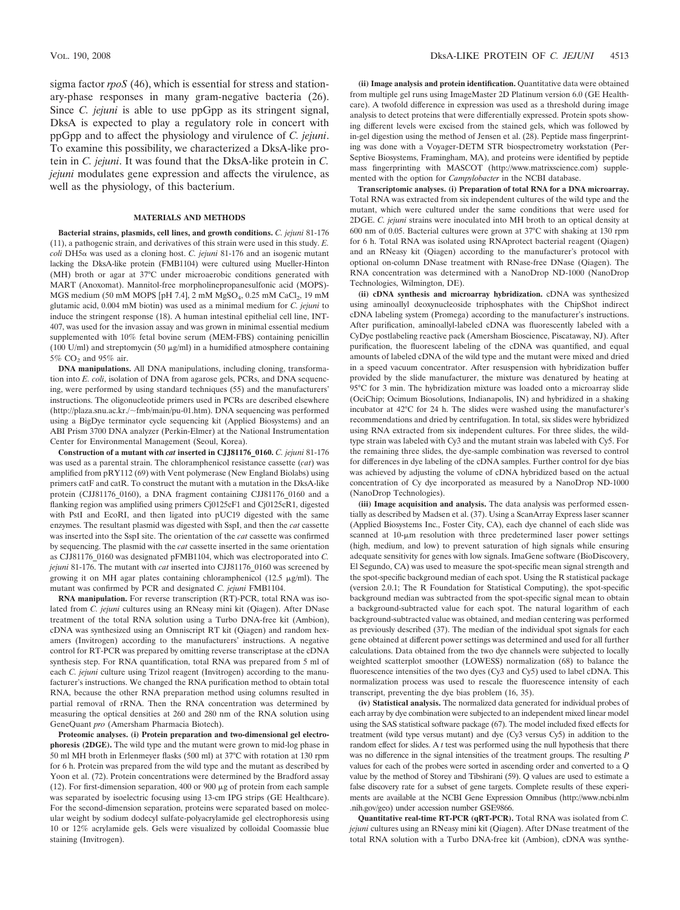sigma factor *rpoS* (46), which is essential for stress and stationary-phase responses in many gram-negative bacteria (26). Since *C. jejuni* is able to use ppGpp as its stringent signal, DksA is expected to play a regulatory role in concert with ppGpp and to affect the physiology and virulence of *C. jejuni*. To examine this possibility, we characterized a DksA-like protein in *C. jejuni*. It was found that the DksA-like protein in *C. jejuni* modulates gene expression and affects the virulence, as well as the physiology, of this bacterium.

## MATERIALS AND METHODS

**Bacterial strains, plasmids, cell lines, and growth conditions.** *C. jejuni* 81-176 (11), a pathogenic strain, and derivatives of this strain were used in this study. *E. coli* DH5α was used as a cloning host. *C. jejuni* 81-176 and an isogenic mutant lacking the DksA-like protein (FMB1104) were cultured using Mueller-Hinton (MH) broth or agar at 37°C under microaerobic conditions generated with MART (Anoxomat). Mannitol-free morpholinepropanesulfonic acid (MOPS)-MGS medium (50 mM MOPS [pH 7.4], 2 mM $MgSO_4$, 0.25 mM $CaCl_2$, 19 mM glutamic acid, 0.004 mM biotin) was used as a minimal medium for *C. jejuni* to induce the stringent response (18). A human intestinal epithelial cell line, INT-407, was used for the invasion assay and was grown in minimal essential medium supplemented with 10% fetal bovine serum (MEM-FBS) containing penicillin (100 U/ml) and streptomycin (50 μg/ml) in a humidified atmosphere containing 5% $CO_2$ and 95% air.

**DNA manipulations.** All DNA manipulations, including cloning, transformation into *E. coli*, isolation of DNA from agarose gels, PCRs, and DNA sequencing, were performed by using standard techniques (55) and the manufacturers' instructions. The oligonucleotide primers used in PCRs are described elsewhere (http://plaza.snu.ac.kr/~fmb/main/pu-01.htm). DNA sequencing was performed using a BigDye terminator cycle sequencing kit (Applied Biosystems) and an ABI Prism 3700 DNA analyzer (Perkin-Elmer) at the National Instrumentation Center for Environmental Management (Seoul, Korea).

**Construction of a mutant with *cat* inserted in CJJ81176_0160.** *C. jejuni* 81-176 was used as a parental strain. The chloramphenicol resistance cassette (*cat*) was amplified from pRY112 (69) with Vent polymerase (New England Biolabs) using primers catF and catR. To construct the mutant with a mutation in the DksA-like protein (CJJ81176_0160), a DNA fragment containing CJJ81176_0160 and a flanking region was amplified using primers Cj0125cF1 and Cj0125cR1, digested with PstI and EcoRI, and then ligated into pUC19 digested with the same enzymes. The resultant plasmid was digested with SspI, and then the *cat* cassette was inserted into the SspI site. The orientation of the *cat* cassette was confirmed by sequencing. The plasmid with the *cat* cassette inserted in the same orientation as CJJ81176_0160 was designated pFMB1104, which was electroporated into *C. jejuni* 81-176. The mutant with *cat* inserted into CJJ81176_0160 was screened by growing it on MH agar plates containing chloramphenicol (12.5 μg/ml). The mutant was confirmed by PCR and designated *C. jejuni* FMB1104.

**RNA manipulation.** For reverse transcription (RT)-PCR, total RNA was isolated from *C. jejuni* cultures using an RNeasy mini kit (Qiagen). After DNase treatment of the total RNA solution using a Turbo DNA-free kit (Ambion), cDNA was synthesized using an Omniscript RT kit (Qiagen) and random hexamers (Invitrogen) according to the manufacturers' instructions. A negative control for RT-PCR was prepared by omitting reverse transcriptase at the cDNA synthesis step. For RNA quantification, total RNA was prepared from 5 ml of each *C. jejuni* culture using Trizol reagent (Invitrogen) according to the manufacturer's instructions. We changed the RNA purification method to obtain total RNA, because the other RNA preparation method using columns resulted in partial removal of rRNA. Then the RNA concentration was determined by measuring the optical densities at 260 and 280 nm of the RNA solution using GeneQuant *pro* (Amersham Pharmacia Biotech).

**Proteomic analyses. (i) Protein preparation and two-dimensional gel electrophoresis (2DGE).** The wild type and the mutant were grown to mid-log phase in 50 ml MH broth in Erlenmeyer flasks (500 ml) at 37°C with rotation at 130 rpm for 6 h. Protein was prepared from the wild type and the mutant as described by Yoon et al. (72). Protein concentrations were determined by the Bradford assay (12). For first-dimension separation, 400 or 900 μg of protein from each sample was separated by isoelectric focusing using 13-cm IPG strips (GE Healthcare). For the second-dimension separation, proteins were separated based on molecular weight by sodium dodecyl sulfate-polyacrylamide gel electrophoresis using 10 or 12% acrylamide gels. Gels were visualized by colloidal Coomassie blue staining (Invitrogen).

**(ii) Image analysis and protein identification.** Quantitative data were obtained from multiple gel runs using ImageMaster 2D Platinum version 6.0 (GE Healthcare). A twofold difference in expression was used as a threshold during image analysis to detect proteins that were differentially expressed. Protein spots showing different levels were excised from the stained gels, which was followed by in-gel digestion using the method of Jensen et al. (28). Peptide mass fingerprinting was done with a Voyager-DETM STR biospectrometry workstation (PerSeptive Biosystems, Framingham, MA), and proteins were identified by peptide mass fingerprinting with MASCOT (http://www.matrixscience.com) supplemented with the option for *Campylobacter* in the NCBI database.

**Transcriptomic analyses. (i) Preparation of total RNA for a DNA microarray.** Total RNA was extracted from six independent cultures of the wild type and the mutant, which were cultured under the same conditions that were used for 2DGE. *C. jejuni* strains were inoculated into MH broth to an optical density at 600 nm of 0.05. Bacterial cultures were grown at 37°C with shaking at 130 rpm for 6 h. Total RNA was isolated using RNAprotect bacterial reagent (Qiagen) and an RNeasy kit (Qiagen) according to the manufacturer's protocol with optional on-column DNase treatment with RNase-free DNase (Qiagen). The RNA concentration was determined with a NanoDrop ND-1000 (NanoDrop Technologies, Wilmington, DE).

**(ii) cDNA synthesis and microarray hybridization.** cDNA was synthesized using aminoallyl deoxynucleoside triphosphates with the ChipShot indirect cDNA labeling system (Promega) according to the manufacturer's instructions. After purification, aminoallyl-labeled cDNA was fluorescently labeled with a CyDye postlabeling reactive pack (Amersham Bioscience, Piscataway, NJ). After purification, the fluorescent labeling of the cDNA was quantified, and equal amounts of labeled cDNA of the wild type and the mutant were mixed and dried in a speed vacuum concentrator. After resuspension with hybridization buffer provided by the slide manufacturer, the mixture was denatured by heating at 95°C for 3 min. The hybridization mixture was loaded onto a microarray slide (OciChip; Ocimum Biosolutions, Indianapolis, IN) and hybridized in a shaking incubator at 42°C for 24 h. The slides were washed using the manufacturer's recommendations and dried by centrifugation. In total, six slides were hybridized using RNA extracted from six independent cultures. For three slides, the wild-type strain was labeled with Cy3 and the mutant strain was labeled with Cy5. For the remaining three slides, the dye-sample combination was reversed to control for differences in dye labeling of the cDNA samples. Further control for dye bias was achieved by adjusting the volume of cDNA hybridized based on the actual concentration of Cy dye incorporated as measured by a NanoDrop ND-1000 (NanoDrop Technologies).

**(iii) Image acquisition and analysis.** The data analysis was performed essentially as described by Madsen et al. (37). Using a ScanArray Express laser scanner (Applied Biosystems Inc., Foster City, CA), each dye channel of each slide was scanned at 10-μm resolution with three predetermined laser power settings (high, medium, and low) to prevent saturation of high signals while ensuring adequate sensitivity for genes with low signals. ImaGene software (BioDiscovery, El Segundo, CA) was used to measure the spot-specific mean signal strength and the spot-specific background median of each spot. Using the R statistical package (version 2.0.1; The R Foundation for Statistical Computing), the spot-specific background median was subtracted from the spot-specific signal mean to obtain a background-subtracted value for each spot. The natural logarithm of each background-subtracted value was obtained, and median centering was performed as previously described (37). The median of the individual spot signals for each gene obtained at different power settings was determined and used for all further calculations. Data obtained from the two dye channels were subjected to locally weighted scatterplot smoother (LOWESS) normalization (68) to balance the fluorescence intensities of the two dyes (Cy3 and Cy5) used to label cDNA. This normalization process was used to rescale the fluorescence intensity of each transcript, preventing the dye bias problem (16, 35).

**(iv) Statistical analysis.** The normalized data generated for individual probes of each array by dye combination were subjected to an independent mixed linear model using the SAS statistical software package (67). The model included fixed effects for treatment (wild type versus mutant) and dye (Cy3 versus Cy5) in addition to the random effect for slides. A *t* test was performed using the null hypothesis that there was no difference in the signal intensities of the treatment groups. The resulting *P* values for each of the probes were sorted in ascending order and converted to a Q value by the method of Storey and Tibshirani (59). Q values are used to estimate a false discovery rate for a subset of gene targets. Complete results of these experiments are available at the NCBI Gene Expression Omnibus (http://www.ncbi.nlm.nih.gov/geo) under accession number GSE9866.

**Quantitative real-time RT-PCR (qRT-PCR).** Total RNA was isolated from *C. jejuni* cultures using an RNeasy mini kit (Qiagen). After DNase treatment of the total RNA solution with a Turbo DNA-free kit (Ambion), cDNA was synthe-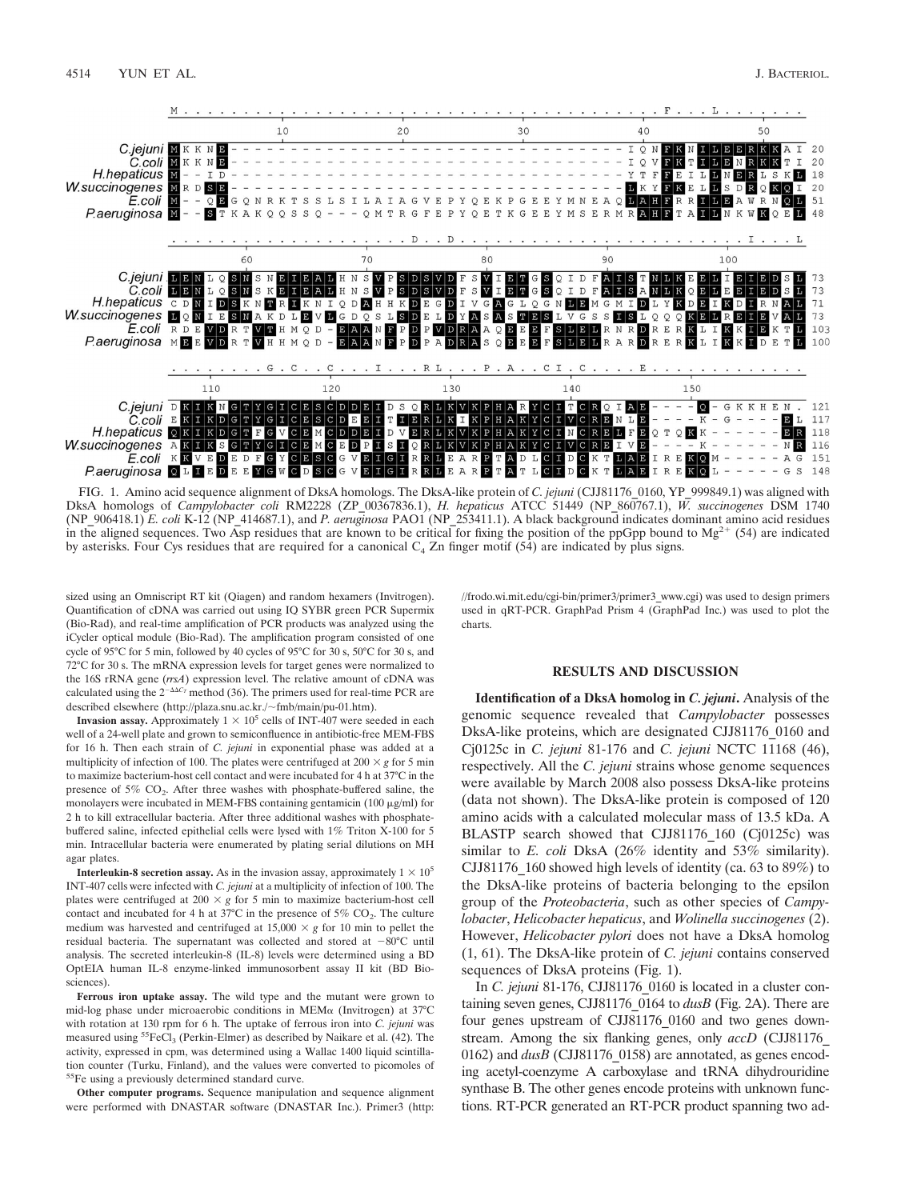```
               M . . . . . . . . . . . . . . . . . . . . . . . . . . . . . . . . . . . . . . . . F . . . L . . . . . . .
                                  10                  20                  30                  40                  50
C.jejuni       MKKNE---------------------------------IQNFKNILEERKKAI  20
C.coli         MKKNE---------------------------------IQVFKTILENRKKTI  20
H.hepaticus    M--ID---------------------------------YTFFEILLNERLSKL  18
W.succinogenes MRDSE---------------------------------LKYFKELLSDRQKQI  20
E.coli         M--QEGQNRKTSSLSILAIAGVEPYQEKPGEEYMNEAQLAHFRRILEAWRNQL  51
P.aeruginosa   M--STKAKQQSSQ---QMTRGFEPYQETKGEEYMSERMRAHFTAILNKWKQEL  48

               . . . . . . . . . . . . . . . . . . . . D . . D . . . . . . . . . . . . . . . . . . . . . . . . I . . . L
                          60                  70                  80                  90                  100
C.jejuni       LENLQSNSNEIEALHNSVPSDSVDFSVIETGSQIDFAISTNLKEELIEIEDSL  73
C.coli         LENLQSNSKEIEALHNSVPSDSVDFSVIETGSQIDFAISANLKQELEEIEDSL  73
H.hepaticus    CDNIDSKNTRIKNIQDAHHKDEGDIVGAGLQGNLEMGMIDLYKDEIKDIRNAL  71
W.succinogenes LQNIESNAKDLEVLGDQSLSDELDYASASTESLVGSSISLQQQKELREIEVAL  73
E.coli         RDEVDRTVTHMQD-EAANFPDPVDRAAQEEEFSLELRNRDRERKLIKKIEKTL 103
P.aeruginosa   MEEVDRTVHHMQD-EAANFPDPADRASQEEEFSLELRARDRERKLIKKIDETL 100

               . . . . . . . . G . C . . C . . . I . . . R L . . . P . A . . C I . C . . . . . E . . . . . . . . . . . . .
                        110                 120                 130                 140                 150
C.jejuni       DKIKNGTYGICESCDDEIDSQRLKVKPHARYCITCRQIAE----Q-GKKHEN. 121
C.coli         EKIKDGTYGICESCDEEITIERLKIKPHAKYCIVCRENLE----K-G----EL 117
H.hepaticus    QKIKDGTFGVCEMCDDEIDVERLKVKPHAKYCINCRELFEQTQKK------ER 118
W.succinogenes AKIKSGTYGICEMCEDPISIQRLKVKPHAKYCIVCREIVE----K-------NR 116
E.coli         KKVEDEDFGYCESCGVEIGIRRLEARPTADLCIDCKTLAEIREKQM-----AG 151
P.aeruginosa   QLIEDEEYGWCDSCGVEIGIRRLEARPTATLCIDCKTLAEIREKQL-----GS 148
```

FIG. 1. Amino acid sequence alignment of DksA homologs. The DksA-like protein of *C. jejuni* (CJJ81176_0160, YP_999849.1) was aligned with DksA homologs of *Campylobacter coli* RM2228 (ZP_00367836.1), *H. hepaticus* ATCC 51449 (NP_860767.1), *W. succinogenes* DSM 1740 (NP_906418.1) *E. coli* K-12 (NP_414687.1), and *P. aeruginosa* PAO1 (NP_253411.1). A black background indicates dominant amino acid residues in the aligned sequences. Two Asp residues that are known to be critical for fixing the position of the ppGpp bound to $Mg^{2+}$ (54) are indicated by asterisks. Four Cys residues that are required for a canonical $C_4$ Zn finger motif (54) are indicated by plus signs.

sized using an Omniscript RT kit (Qiagen) and random hexamers (Invitrogen). Quantification of cDNA was carried out using IQ SYBR green PCR Supermix (Bio-Rad), and real-time amplification of PCR products was analyzed using the iCycler optical module (Bio-Rad). The amplification program consisted of one cycle of 95°C for 5 min, followed by 40 cycles of 95°C for 30 s, 50°C for 30 s, and 72°C for 30 s. The mRNA expression levels for target genes were normalized to the 16S rRNA gene (*rrsA*) expression level. The relative amount of cDNA was calculated using the $2^{-\Delta\Delta C_T}$ method (36). The primers used for real-time PCR are described elsewhere (http://plaza.snu.ac.kr/~fmb/main/pu-01.htm).

**Invasion assay.** Approximately $1 \times 10^5$ cells of INT-407 were seeded in each well of a 24-well plate and grown to semiconfluence in antibiotic-free MEM-FBS for 16 h. Then each strain of *C. jejuni* in exponential phase was added at a multiplicity of infection of 100. The plates were centrifuged at $200 \times g$ for 5 min to maximize bacterium-host cell contact and were incubated for 4 h at 37°C in the presence of 5% $CO_2$. After three washes with phosphate-buffered saline, the monolayers were incubated in MEM-FBS containing gentamicin (100 μg/ml) for 2 h to kill extracellular bacteria. After three additional washes with phosphate-buffered saline, infected epithelial cells were lysed with 1% Triton X-100 for 5 min. Intracellular bacteria were enumerated by plating serial dilutions on MH agar plates.

**Interleukin-8 secretion assay.** As in the invasion assay, approximately $1 \times 10^5$ INT-407 cells were infected with *C. jejuni* at a multiplicity of infection of 100. The plates were centrifuged at $200 \times g$ for 5 min to maximize bacterium-host cell contact and incubated for 4 h at 37°C in the presence of 5% $CO_2$. The culture medium was harvested and centrifuged at $15,000 \times g$ for 10 min to pellet the residual bacteria. The supernatant was collected and stored at −80°C until analysis. The secreted interleukin-8 (IL-8) levels were determined using a BD OptEIA human IL-8 enzyme-linked immunosorbent assay II kit (BD Biosciences).

**Ferrous iron uptake assay.** The wild type and the mutant were grown to mid-log phase under microaerobic conditions in MEMα (Invitrogen) at 37°C with rotation at 130 rpm for 6 h. The uptake of ferrous iron into *C. jejuni* was measured using $^{55}FeCl_3$ (Perkin-Elmer) as described by Naikare et al. (42). The activity, expressed in cpm, was determined using a Wallac 1400 liquid scintillation counter (Turku, Finland), and the values were converted to picomoles of $^{55}Fe$ using a previously determined standard curve.

**Other computer programs.** Sequence manipulation and sequence alignment were performed with DNASTAR software (DNASTAR Inc.). Primer3 (http://frodo.wi.mit.edu/cgi-bin/primer3/primer3_www.cgi) was used to design primers used in qRT-PCR. GraphPad Prism 4 (GraphPad Inc.) was used to plot the charts.

## RESULTS AND DISCUSSION

**Identification of a DksA homolog in *C. jejuni*.** Analysis of the genomic sequence revealed that *Campylobacter* possesses DksA-like proteins, which are designated CJJ81176_0160 and Cj0125c in *C. jejuni* 81-176 and *C. jejuni* NCTC 11168 (46), respectively. All the *C. jejuni* strains whose genome sequences were available by March 2008 also possess DksA-like proteins (data not shown). The DksA-like protein is composed of 120 amino acids with a calculated molecular mass of 13.5 kDa. A BLASTP search showed that CJJ81176_160 (Cj0125c) was similar to *E. coli* DksA (26% identity and 53% similarity). CJJ81176_160 showed high levels of identity (ca. 63 to 89%) to the DksA-like proteins of bacteria belonging to the epsilon group of the *Proteobacteria*, such as other species of *Campylobacter*, *Helicobacter hepaticus*, and *Wolinella succinogenes* (2). However, *Helicobacter pylori* does not have a DksA homolog (1, 61). The DksA-like protein of *C. jejuni* contains conserved sequences of DksA proteins (Fig. 1).

In *C. jejuni* 81-176, CJJ81176_0160 is located in a cluster containing seven genes, CJJ81176_0164 to *dusB* (Fig. 2A). There are four genes upstream of CJJ81176_0160 and two genes downstream. Among the six flanking genes, only *accD* (CJJ81176_0162) and *dusB* (CJJ81176_0158) are annotated, as genes encoding acetyl-coenzyme A carboxylase and tRNA dihydrouridine synthase B. The other genes encode proteins with unknown functions. RT-PCR generated an RT-PCR product spanning two ad-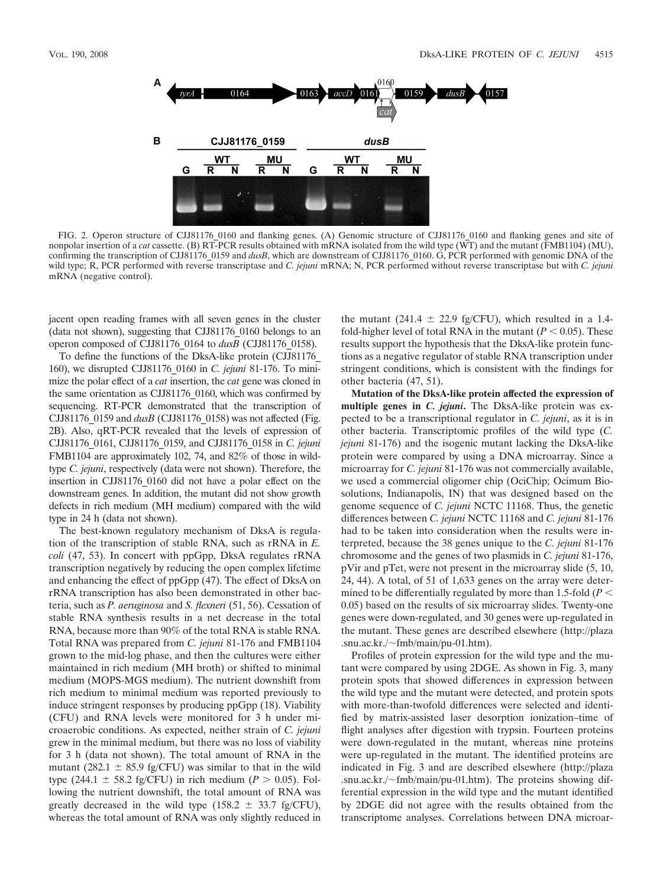FIG. 2. Operon structure of CJJ81176_0160 and flanking genes. (A) Genomic structure of CJJ81176_0160 and flanking genes and site of nonpolar insertion of a *cat* cassette. (B) RT-PCR results obtained with mRNA isolated from the wild type (WT) and the mutant (FMB1104) (MU), confirming the transcription of CJJ81176_0159 and *dusB*, which are downstream of CJJ81176_0160. G, PCR performed with genomic DNA of the wild type; R, PCR performed with reverse transcriptase and *C. jejuni* mRNA; N, PCR performed without reverse transcriptase but with *C. jejuni* mRNA (negative control).

jacent open reading frames with all seven genes in the cluster (data not shown), suggesting that CJJ81176_0160 belongs to an operon composed of CJJ81176_0164 to *dusB* (CJJ81176_0158).

To define the functions of the DksA-like protein (CJJ81176_160), we disrupted CJJ81176_0160 in *C. jejuni* 81-176. To minimize the polar effect of a *cat* insertion, the *cat* gene was cloned in the same orientation as CJJ81176_0160, which was confirmed by sequencing. RT-PCR demonstrated that the transcription of CJJ81176_0159 and *dusB* (CJJ81176_0158) was not affected (Fig. 2B). Also, qRT-PCR revealed that the levels of expression of CJJ81176_0161, CJJ81176_0159, and CJJ81176_0158 in *C. jejuni* FMB1104 are approximately 102, 74, and 82% of those in wild-type *C. jejuni*, respectively (data were not shown). Therefore, the insertion in CJJ81176_0160 did not have a polar effect on the downstream genes. In addition, the mutant did not show growth defects in rich medium (MH medium) compared with the wild type in 24 h (data not shown).

The best-known regulatory mechanism of DksA is regulation of the transcription of stable RNA, such as rRNA in *E. coli* (47, 53). In concert with ppGpp, DksA regulates rRNA transcription negatively by reducing the open complex lifetime and enhancing the effect of ppGpp (47). The effect of DksA on rRNA transcription has also been demonstrated in other bacteria, such as *P. aeruginosa* and *S. flexneri* (51, 56). Cessation of stable RNA synthesis results in a net decrease in the total RNA, because more than 90% of the total RNA is stable RNA. Total RNA was prepared from *C. jejuni* 81-176 and FMB1104 grown to the mid-log phase, and then the cultures were either maintained in rich medium (MH broth) or shifted to minimal medium (MOPS-MGS medium). The nutrient downshift from rich medium to minimal medium was reported previously to induce stringent responses by producing ppGpp (18). Viability (CFU) and RNA levels were monitored for 3 h under microaerobic conditions. As expected, neither strain of *C. jejuni* grew in the minimal medium, but there was no loss of viability for 3 h (data not shown). The total amount of RNA in the mutant ($282.1 \pm 85.9$ fg/CFU) was similar to that in the wild type ($244.1 \pm 58.2$ fg/CFU) in rich medium ($P > 0.05$). Following the nutrient downshift, the total amount of RNA was greatly decreased in the wild type ($158.2 \pm 33.7$ fg/CFU), whereas the total amount of RNA was only slightly reduced in the mutant ($241.4 \pm 22.9$ fg/CFU), which resulted in a 1.4-fold-higher level of total RNA in the mutant ($P < 0.05$). These results support the hypothesis that the DksA-like protein functions as a negative regulator of stable RNA transcription under stringent conditions, which is consistent with the findings for other bacteria (47, 51).

**Mutation of the DksA-like protein affected the expression of multiple genes in *C. jejuni*.** The DksA-like protein was expected to be a transcriptional regulator in *C. jejuni*, as it is in other bacteria. Transcriptomic profiles of the wild type (*C. jejuni* 81-176) and the isogenic mutant lacking the DksA-like protein were compared by using a DNA microarray. Since a microarray for *C. jejuni* 81-176 was not commercially available, we used a commercial oligomer chip (OciChip; Ocimum Biosolutions, Indianapolis, IN) that was designed based on the genome sequence of *C. jejuni* NCTC 11168. Thus, the genetic differences between *C. jejuni* NCTC 11168 and *C. jejuni* 81-176 had to be taken into consideration when the results were interpreted, because the 38 genes unique to the *C. jejuni* 81-176 chromosome and the genes of two plasmids in *C. jejuni* 81-176, pVir and pTet, were not present in the microarray slide (5, 10, 24, 44). A total of 51 of 1,633 genes on the array were determined to be differentially regulated by more than 1.5-fold ($P < 0.05$) based on the results of six microarray slides. Twenty-one genes were down-regulated, and 30 genes were up-regulated in the mutant. These genes are described elsewhere (http://plaza.snu.ac.kr/~fmb/main/pu-01.htm).

Profiles of protein expression for the wild type and the mutant were compared by using 2DGE. As shown in Fig. 3, many protein spots that showed differences in expression between the wild type and the mutant were detected, and protein spots with more-than-twofold differences were selected and identified by matrix-assisted laser desorption ionization–time of flight analyses after digestion with trypsin. Fourteen proteins were down-regulated in the mutant, whereas nine proteins were up-regulated in the mutant. The identified proteins are indicated in Fig. 3 and are described elsewhere (http://plaza.snu.ac.kr/~fmb/main/pu-01.htm). The proteins showing differential expression in the wild type and the mutant identified by 2DGE did not agree with the results obtained from the transcriptome analyses. Correlations between DNA microar-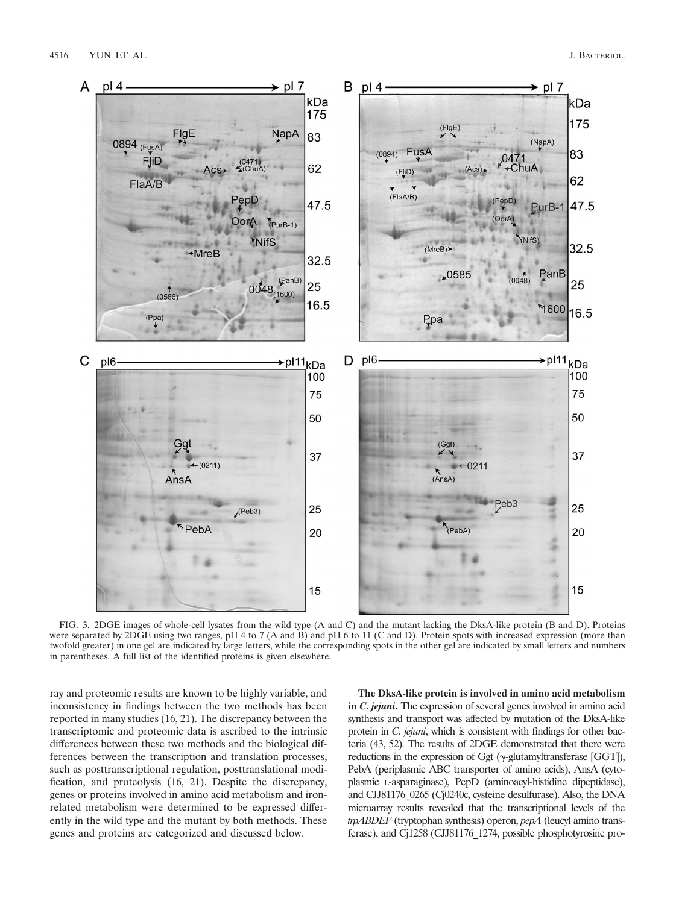FIG. 3. 2DGE images of whole-cell lysates from the wild type (A and C) and the mutant lacking the DksA-like protein (B and D). Proteins were separated by 2DGE using two ranges, pH 4 to 7 (A and B) and pH 6 to 11 (C and D). Protein spots with increased expression (more than twofold greater) in one gel are indicated by large letters, while the corresponding spots in the other gel are indicated by small letters and numbers in parentheses. A full list of the identified proteins is given elsewhere.

ray and proteomic results are known to be highly variable, and inconsistency in findings between the two methods has been reported in many studies (16, 21). The discrepancy between the transcriptomic and proteomic data is ascribed to the intrinsic differences between these two methods and the biological differences between the transcription and translation processes, such as posttranscriptional regulation, posttranslational modification, and proteolysis (16, 21). Despite the discrepancy, genes or proteins involved in amino acid metabolism and iron-related metabolism were determined to be expressed differently in the wild type and the mutant by both methods. These genes and proteins are categorized and discussed below.

**The DksA-like protein is involved in amino acid metabolism in *C. jejuni*.** The expression of several genes involved in amino acid synthesis and transport was affected by mutation of the DksA-like protein in *C. jejuni*, which is consistent with findings for other bacteria (43, 52). The results of 2DGE demonstrated that there were reductions in the expression of Ggt (γ-glutamyltransferase [GGT]), PebA (periplasmic ABC transporter of amino acids), AnsA (cytoplasmic L-asparaginase), PepD (aminoacyl-histidine dipeptidase), and CJJ81176_0265 (Cj0240c, cysteine desulfurase). Also, the DNA microarray results revealed that the transcriptional levels of the *trpABDEF* (tryptophan synthesis) operon, *pepA* (leucyl amino transferase), and Cj1258 (CJJ81176_1274, possible phosphotyrosine pro-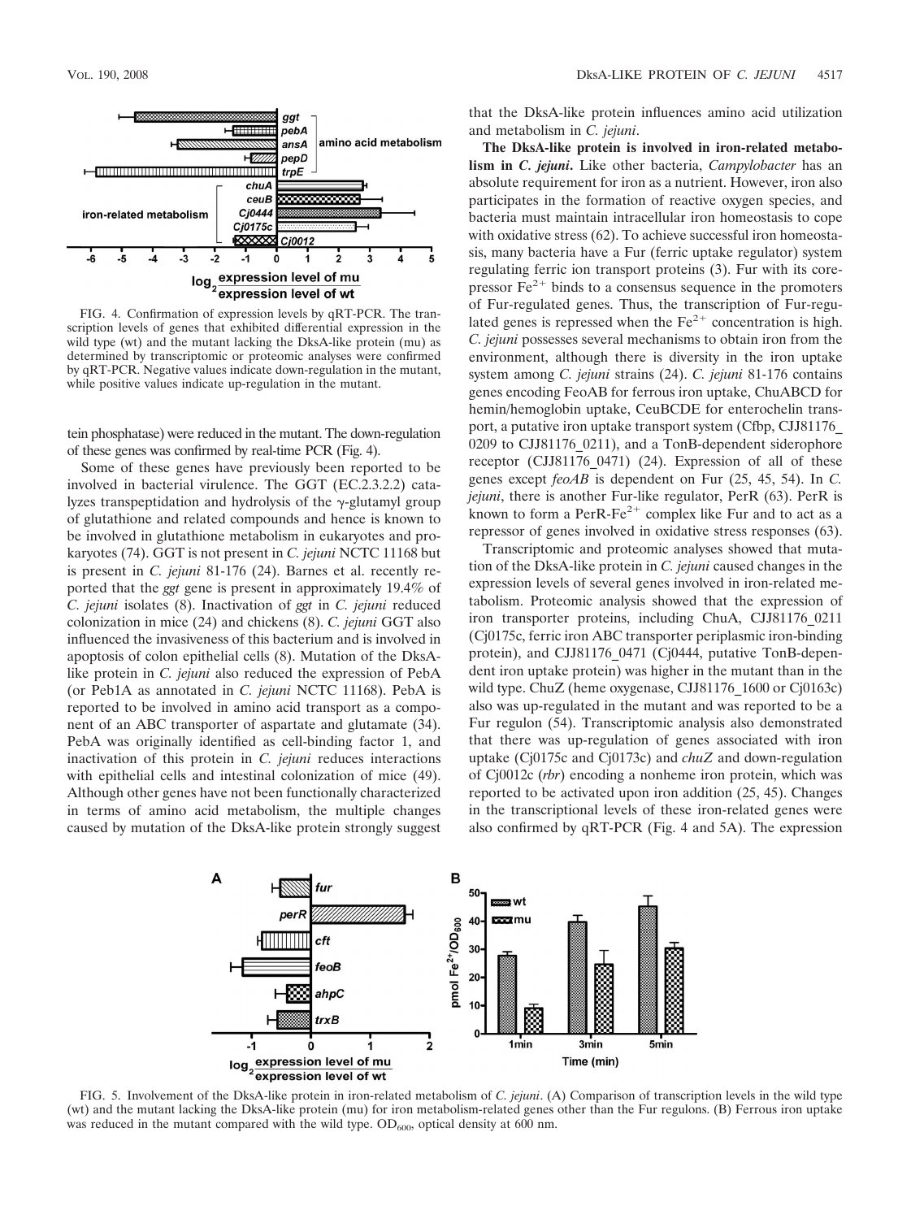FIG. 4. Confirmation of expression levels by qRT-PCR. The transcription levels of genes that exhibited differential expression in the wild type (wt) and the mutant lacking the DksA-like protein (mu) as determined by transcriptomic or proteomic analyses were confirmed by qRT-PCR. Negative values indicate down-regulation in the mutant, while positive values indicate up-regulation in the mutant.

tein phosphatase) were reduced in the mutant. The down-regulation of these genes was confirmed by real-time PCR (Fig. 4).

Some of these genes have previously been reported to be involved in bacterial virulence. The GGT (EC.2.3.2.2) catalyzes transpeptidation and hydrolysis of the γ-glutamyl group of glutathione and related compounds and hence is known to be involved in glutathione metabolism in eukaryotes and prokaryotes (74). GGT is not present in *C. jejuni* NCTC 11168 but is present in *C. jejuni* 81-176 (24). Barnes et al. recently reported that the *ggt* gene is present in approximately 19.4% of *C. jejuni* isolates (8). Inactivation of *ggt* in *C. jejuni* reduced colonization in mice (24) and chickens (8). *C. jejuni* GGT also influenced the invasiveness of this bacterium and is involved in apoptosis of colon epithelial cells (8). Mutation of the DksA-like protein in *C. jejuni* also reduced the expression of PebA (or Peb1A as annotated in *C. jejuni* NCTC 11168). PebA is reported to be involved in amino acid transport as a component of an ABC transporter of aspartate and glutamate (34). PebA was originally identified as cell-binding factor 1, and inactivation of this protein in *C. jejuni* reduces interactions with epithelial cells and intestinal colonization of mice (49). Although other genes have not been functionally characterized in terms of amino acid metabolism, the multiple changes caused by mutation of the DksA-like protein strongly suggest that the DksA-like protein influences amino acid utilization and metabolism in *C. jejuni*.

**The DksA-like protein is involved in iron-related metabolism in *C. jejuni*.** Like other bacteria, *Campylobacter* has an absolute requirement for iron as a nutrient. However, iron also participates in the formation of reactive oxygen species, and bacteria must maintain intracellular iron homeostasis to cope with oxidative stress (62). To achieve successful iron homeostasis, many bacteria have a Fur (ferric uptake regulator) system regulating ferric ion transport proteins (3). Fur with its corepressor $Fe^{2+}$ binds to a consensus sequence in the promoters of Fur-regulated genes. Thus, the transcription of Fur-regulated genes is repressed when the $Fe^{2+}$ concentration is high. *C. jejuni* possesses several mechanisms to obtain iron from the environment, although there is diversity in the iron uptake system among *C. jejuni* strains (24). *C. jejuni* 81-176 contains genes encoding FeoAB for ferrous iron uptake, ChuABCD for hemin/hemoglobin uptake, CeuBCDE for enterochelin transport, a putative iron uptake transport system (Cfbp, CJJ81176_0209 to CJJ81176_0211), and a TonB-dependent siderophore receptor (CJJ81176_0471) (24). Expression of all of these genes except *feoAB* is dependent on Fur (25, 45, 54). In *C. jejuni*, there is another Fur-like regulator, PerR (63). PerR is known to form a PerR-$Fe^{2+}$ complex like Fur and to act as a repressor of genes involved in oxidative stress responses (63).

Transcriptomic and proteomic analyses showed that mutation of the DksA-like protein in *C. jejuni* caused changes in the expression levels of several genes involved in iron-related metabolism. Proteomic analysis showed that the expression of iron transporter proteins, including ChuA, CJJ81176_0211 (Cj0175c, ferric iron ABC transporter periplasmic iron-binding protein), and CJJ81176_0471 (Cj0444, putative TonB-dependent iron uptake protein) was higher in the mutant than in the wild type. ChuZ (heme oxygenase, CJJ81176_1600 or Cj0163c) also was up-regulated in the mutant and was reported to be a Fur regulon (54). Transcriptomic analysis also demonstrated that there was up-regulation of genes associated with iron uptake (Cj0175c and Cj0173c) and *chuZ* and down-regulation of Cj0012c (*rbr*) encoding a nonheme iron protein, which was reported to be activated upon iron addition (25, 45). Changes in the transcriptional levels of these iron-related genes were also confirmed by qRT-PCR (Fig. 4 and 5A). The expression

FIG. 5. Involvement of the DksA-like protein in iron-related metabolism of *C. jejuni*. (A) Comparison of transcription levels in the wild type (wt) and the mutant lacking the DksA-like protein (mu) for iron metabolism-related genes other than the Fur regulons. (B) Ferrous iron uptake was reduced in the mutant compared with the wild type. $OD_{600}$, optical density at 600 nm.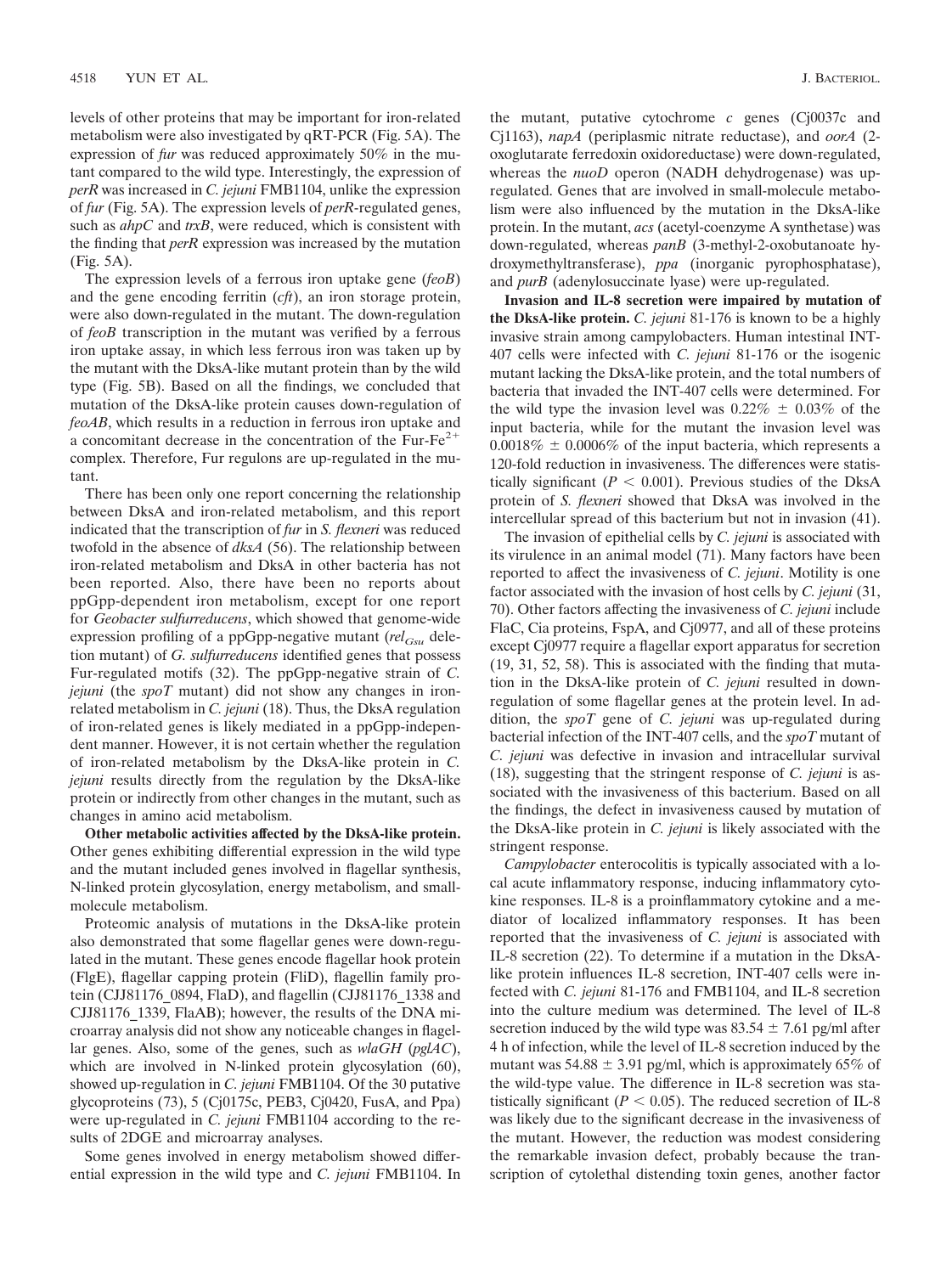levels of other proteins that may be important for iron-related metabolism were also investigated by qRT-PCR (Fig. 5A). The expression of *fur* was reduced approximately 50% in the mutant compared to the wild type. Interestingly, the expression of *perR* was increased in *C. jejuni* FMB1104, unlike the expression of *fur* (Fig. 5A). The expression levels of *perR*-regulated genes, such as *ahpC* and *trxB*, were reduced, which is consistent with the finding that *perR* expression was increased by the mutation (Fig. 5A).

The expression levels of a ferrous iron uptake gene (*feoB*) and the gene encoding ferritin (*cft*), an iron storage protein, were also down-regulated in the mutant. The down-regulation of *feoB* transcription in the mutant was verified by a ferrous iron uptake assay, in which less ferrous iron was taken up by the mutant with the DksA-like mutant protein than by the wild type (Fig. 5B). Based on all the findings, we concluded that mutation of the DksA-like protein causes down-regulation of *feoAB*, which results in a reduction in ferrous iron uptake and a concomitant decrease in the concentration of the Fur-$Fe^{2+}$ complex. Therefore, Fur regulons are up-regulated in the mutant.

There has been only one report concerning the relationship between DksA and iron-related metabolism, and this report indicated that the transcription of *fur* in *S. flexneri* was reduced twofold in the absence of *dksA* (56). The relationship between iron-related metabolism and DksA in other bacteria has not been reported. Also, there have been no reports about ppGpp-dependent iron metabolism, except for one report for *Geobacter sulfurreducens*, which showed that genome-wide expression profiling of a ppGpp-negative mutant ($rel_{Gsu}$ deletion mutant) of *G. sulfurreducens* identified genes that possess Fur-regulated motifs (32). The ppGpp-negative strain of *C. jejuni* (the *spoT* mutant) did not show any changes in iron-related metabolism in *C. jejuni* (18). Thus, the DksA regulation of iron-related genes is likely mediated in a ppGpp-independent manner. However, it is not certain whether the regulation of iron-related metabolism by the DksA-like protein in *C. jejuni* results directly from the regulation by the DksA-like protein or indirectly from other changes in the mutant, such as changes in amino acid metabolism.

**Other metabolic activities affected by the DksA-like protein.** Other genes exhibiting differential expression in the wild type and the mutant included genes involved in flagellar synthesis, N-linked protein glycosylation, energy metabolism, and small-molecule metabolism.

Proteomic analysis of mutations in the DksA-like protein also demonstrated that some flagellar genes were down-regulated in the mutant. These genes encode flagellar hook protein (FlgE), flagellar capping protein (FliD), flagellin family protein (CJJ81176_0894, FlaD), and flagellin (CJJ81176_1338 and CJJ81176_1339, FlaAB); however, the results of the DNA microarray analysis did not show any noticeable changes in flagellar genes. Also, some of the genes, such as *wlaGH* (*pglAC*), which are involved in N-linked protein glycosylation (60), showed up-regulation in *C. jejuni* FMB1104. Of the 30 putative glycoproteins (73), 5 (Cj0175c, PEB3, Cj0420, FusA, and Ppa) were up-regulated in *C. jejuni* FMB1104 according to the results of 2DGE and microarray analyses.

Some genes involved in energy metabolism showed differential expression in the wild type and *C. jejuni* FMB1104. In the mutant, putative cytochrome *c* genes (Cj0037c and Cj1163), *napA* (periplasmic nitrate reductase), and *oorA* (2-oxoglutarate ferredoxin oxidoreductase) were down-regulated, whereas the *nuoD* operon (NADH dehydrogenase) was up-regulated. Genes that are involved in small-molecule metabolism were also influenced by the mutation in the DksA-like protein. In the mutant, *acs* (acetyl-coenzyme A synthetase) was down-regulated, whereas *panB* (3-methyl-2-oxobutanoate hydroxymethyltransferase), *ppa* (inorganic pyrophosphatase), and *purB* (adenylosuccinate lyase) were up-regulated.

**Invasion and IL-8 secretion were impaired by mutation of the DksA-like protein.** *C. jejuni* 81-176 is known to be a highly invasive strain among campylobacters. Human intestinal INT-407 cells were infected with *C. jejuni* 81-176 or the isogenic mutant lacking the DksA-like protein, and the total numbers of bacteria that invaded the INT-407 cells were determined. For the wild type the invasion level was 0.22% $\pm$ 0.03% of the input bacteria, while for the mutant the invasion level was 0.0018% $\pm$ 0.0006% of the input bacteria, which represents a 120-fold reduction in invasiveness. The differences were statistically significant ($P < 0.001$). Previous studies of the DksA protein of *S. flexneri* showed that DksA was involved in the intercellular spread of this bacterium but not in invasion (41).

The invasion of epithelial cells by *C. jejuni* is associated with its virulence in an animal model (71). Many factors have been reported to affect the invasiveness of *C. jejuni*. Motility is one factor associated with the invasion of host cells by *C. jejuni* (31, 70). Other factors affecting the invasiveness of *C. jejuni* include FlaC, Cia proteins, FspA, and Cj0977, and all of these proteins except Cj0977 require a flagellar export apparatus for secretion (19, 31, 52, 58). This is associated with the finding that mutation in the DksA-like protein of *C. jejuni* resulted in down-regulation of some flagellar genes at the protein level. In addition, the *spoT* gene of *C. jejuni* was up-regulated during bacterial infection of the INT-407 cells, and the *spoT* mutant of *C. jejuni* was defective in invasion and intracellular survival (18), suggesting that the stringent response of *C. jejuni* is associated with the invasiveness of this bacterium. Based on all the findings, the defect in invasiveness caused by mutation of the DksA-like protein in *C. jejuni* is likely associated with the stringent response.

*Campylobacter* enterocolitis is typically associated with a local acute inflammatory response, inducing inflammatory cytokine responses. IL-8 is a proinflammatory cytokine and a mediator of localized inflammatory responses. It has been reported that the invasiveness of *C. jejuni* is associated with IL-8 secretion (22). To determine if a mutation in the DksA-like protein influences IL-8 secretion, INT-407 cells were infected with *C. jejuni* 81-176 and FMB1104, and IL-8 secretion into the culture medium was determined. The level of IL-8 secretion induced by the wild type was 83.54 $\pm$ 7.61 pg/ml after 4 h of infection, while the level of IL-8 secretion induced by the mutant was 54.88 $\pm$ 3.91 pg/ml, which is approximately 65% of the wild-type value. The difference in IL-8 secretion was statistically significant ($P < 0.05$). The reduced secretion of IL-8 was likely due to the significant decrease in the invasiveness of the mutant. However, the reduction was modest considering the remarkable invasion defect, probably because the transcription of cytolethal distending toxin genes, another factor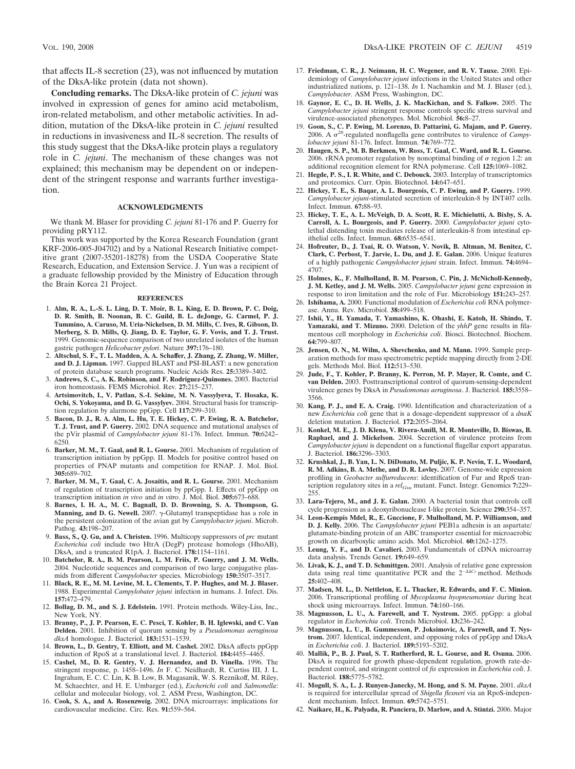that affects IL-8 secretion (23), was not influenced by mutation of the DksA-like protein (data not shown).

**Concluding remarks.** The DksA-like protein of *C. jejuni* was involved in expression of genes for amino acid metabolism, iron-related metabolism, and other metabolic activities. In addition, mutation of the DksA-like protein in *C. jejuni* resulted in reductions in invasiveness and IL-8 secretion. The results of this study suggest that the DksA-like protein plays a regulatory role in *C. jejuni*. The mechanism of these changes was not explained; this mechanism may be dependent on or independent of the stringent response and warrants further investigation.

## ACKNOWLEDGMENTS

We thank M. Blaser for providing *C. jejuni* 81-176 and P. Guerry for providing pRY112.

This work was supported by the Korea Research Foundation (grant KRF-2006-005-J04702) and by a National Research Initiative competitive grant (2007-35201-18278) from the USDA Cooperative State Research, Education, and Extension Service. J. Yun was a recipient of a graduate fellowship provided by the Ministry of Education through the Brain Korea 21 Project.

## REFERENCES

1. **Alm, R. A., L.-S. L. Ling, D. T. Moir, B. L. King, E. D. Brown, P. C. Doig, D. R. Smith, B. Noonan, B. C. Guild, B. L. deJonge, G. Carmel, P. J. Tummino, A. Caruso, M. Uria-Nickelsen, D. M. Mills, C. Ives, R. Gibson, D. Merberg, S. D. Mills, Q. Jiang, D. E. Taylor, G. F. Vovis, and T. J. Trust.** 1999. Genomic-sequence comparison of two unrelated isolates of the human gastric pathogen *Helicobacter pylori*. Nature **397:**176–180.
2. **Altschul, S. F., T. L. Madden, A. A. Schaffer, J. Zhang, Z. Zhang, W. Miller, and D. J. Lipman.** 1997. Gapped BLAST and PSI-BLAST: a new generation of protein database search programs. Nucleic Acids Res. **25:**3389–3402.
3. **Andrews, S. C., A. K. Robinson, and F. Rodriguez-Quinones.** 2003. Bacterial iron homeostasis. FEMS Microbiol. Rev. **27:**215–237.
4. **Artsimovitch, I., V. Patlan, S.-I. Sekine, M. N. Vassylyeva, T. Hosaka, K. Ochi, S. Yokoyama, and D. G. Vassylyev.** 2004. Structural basis for transcription regulation by alarmone ppGpp. Cell **117:**299–310.
5. **Bacon, D. J., R. A. Alm, L. Hu, T. E. Hickey, C. P. Ewing, R. A. Batchelor, T. J. Trust, and P. Guerry.** 2002. DNA sequence and mutational analyses of the pVir plasmid of *Campylobacter jejuni* 81-176. Infect. Immun. **70:**6242–6250.
6. **Barker, M. M., T. Gaal, and R. L. Gourse.** 2001. Mechanism of regulation of transcription initiation by ppGpp. II. Models for positive control based on properties of PNAP mutants and competition for RNAP. J. Mol. Biol. **305:**689–702.
7. **Barker, M. M., T. Gaal, C. A. Josaitis, and R. L. Gourse.** 2001. Mechanism of regulation of transcription initiation by ppGpp. I. Effects of ppGpp on transcription initiation *in vivo* and *in vitro*. J. Mol. Biol. **305:**673–688.
8. **Barnes, I. H. A., M. C. Bagnall, D. D. Browning, S. A. Thompson, G. Manning, and D. G. Newell.** 2007. γ-Glutamyl transpeptidase has a role in the persistent colonization of the avian gut by *Campylobacter jejuni*. Microb. Pathog. **43:**198–207.
9. **Bass, S., Q. Gu, and A. Christen.** 1996. Multicopy suppressors of *prc* mutant *Escherichia coli* include two HtrA (DegP) protease homologs (HhoAB), DksA, and a truncated R1pA. J. Bacteriol. **178:**1154–1161.
10. **Batchelor, R. A., B. M. Pearson, L. M. Friis, P. Guerry, and J. M. Wells.** 2004. Nucleotide sequences and comparison of two large conjugative plasmids from different *Campylobacter* species. Microbiology **150:**3507–3517.
11. **Black, R. E., M. M. Levine, M. L. Clements, T. P. Hughes, and M. J. Blaser.** 1988. Experimental *Campylobater jejuni* infection in humans. J. Infect. Dis. **157:**472–479.
12. **Bollag, D. M., and S. J. Edelstein.** 1991. Protein methods. Wiley-Liss, Inc., New York, NY.
13. **Branny, P., J. P. Pearson, E. C. Pesci, T. Kohler, B. H. Iglewski, and C. Van Delden.** 2001. Inhibition of quorum sensing by a *Pseudomonas aeruginosa dksA* homologue. J. Bacteriol. **183:**1531–1539.
14. **Brown, L., D. Gentry, T. Elliott, and M. Cashel.** 2002. DksA affects ppGpp induction of RpoS at a translational level. J. Bacteriol. **184:**4455–4465.
15. **Cashel, M., D. R. Gentry, V. J. Hernandez, and D. Vinella.** 1996. The stringent response, p. 1458–1496. *In* F. C. Neidhardt, R. Curtiss III, J. L. Ingraham, E. C. C. Lin, K. B. Low, B. Magasanik, W. S. Reznikoff, M. Riley, M. Schaechter, and H. E. Umbarger (ed.), *Escherichi coli* and *Salmonella*: cellular and molecular biology, vol. 2. ASM Press, Washington, DC.
16. **Cook, S. A., and A. Rosenzweig.** 2002. DNA microarrays: implications for cardiovascular medicine. Circ. Res. **91:**559–564.
17. **Friedman, C. R., J. Neimann, H. C. Wegener, and R. V. Tauxe.** 2000. Epidemiology of *Campylobacter jejuni* infections in the United States and other industrialized nations, p. 121–138. *In* I. Nachamkin and M. J. Blaser (ed.), *Campylobacter*. ASM Press, Washington, DC.
18. **Gaynor, E. C., D. H. Wells, J. K. MacKichan, and S. Falkow.** 2005. The *Campylobacter jejuni* stringent response controls specific stress survival and virulence-associated phenotypes. Mol. Microbiol. **56:**8–27.
19. **Goon, S., C. P. Ewing, M. Lorenzo, D. Pattarini, G. Majam, and P. Guerry.** 2006. A $\sigma^{28}$-regulated nonflagella gene contributes to virulence of *Campylobacter jejuni* 81-176. Infect. Immun. **74:**769–772.
20. **Haugen, S. P., M. B. Berkmen, W. Ross, T. Gaal, C. Ward, and R. L. Gourse.** 2006. rRNA promoter regulation by nonoptimal binding of σ region 1.2: an additional recognition element for RNA polymerase. Cell **125:**1069–1082.
21. **Hegde, P. S., I. R. White, and C. Debouck.** 2003. Interplay of transcriptomics and proteomics. Curr. Opin. Biotechnol. **14:**647–651.
22. **Hickey, T. E., S. Baqar, A. L. Bourgeois, C. P. Ewing, and P. Guerry.** 1999. *Campylobacter jejuni*-stimulated secretion of interleukin-8 by INT407 cells. Infect. Immun. **67:**88–93.
23. **Hickey, T. E., A. L. McVeigh, D. A. Scott, R. E. Michielutti, A. Bixby, S. A. Carroll, A. L. Bourgeois, and P. Guerry.** 2000. *Campylobacter jejuni* cytolethal distending toxin mediates release of interleukin-8 from intestinal epithelial cells. Infect. Immun. **68:**6535–6541.
24. **Hofreuter, D., J. Tsai, R. O. Watson, V. Novik, B. Altman, M. Benitez, C. Clark, C. Perbost, T. Jarvie, L. Du, and J. E. Galan.** 2006. Unique features of a highly pathogenic *Campylobacter jejuni* strain. Infect. Immun. **74:**4694–4707.
25. **Holmes, K., F. Mulholland, B. M. Pearson, C. Pin, J. McNicholl-Kennedy, J. M. Ketley, and J. M. Wells.** 2005. *Campylobacter jejuni* gene expression in response to iron limitation and the role of Fur. Microbiology **151:**243–257.
26. **Ishihama, A.** 2000. Functional modulation of *Escherichia coli* RNA polymerase. Annu. Rev. Microbiol. **38:**499–518.
27. **Ishii, Y., H. Yamada, T. Yamashino, K. Ohashi, E. Katoh, H. Shindo, T. Yamazaki, and T. Mizuno.** 2000. Deletion of the *yhhP* gene results in filamentous cell morphology in *Escherichia coli*. Biosci. Biotechnol. Biochem. **64:**799–807.
28. **Jensen, O. N., M. Wilm, A. Shevchenko, and M. Mann.** 1999. Sample preparation methods for mass spectrometric peptide mapping directly from 2-DE gels. Methods Mol. Biol. **112:**513–530.
29. **Jude, F., T. Kohler, P. Branny, K. Perron, M. P. Mayer, R. Comte, and C. van Delden.** 2003. Posttranscriptional control of quorum-sensing-dependent virulence genes by DksA in *Pseudomonas aeruginosa*. J. Bacteriol. **185:**3558–3566.
30. **Kang, P. J., and E. A. Craig.** 1990. Identification and characterization of a new *Escherichia coli* gene that is a dosage-dependent suppressor of a *dnaK* deletion mutation. J. Bacteriol. **172:**2055–2064.
31. **Konkel, M. E., J. D. Klena, V. Rivera-Amill, M. R. Monteville, D. Biswas, B. Raphael, and J. Mickelson.** 2004. Secretion of virulence proteins from *Campylobacter jejuni* is dependent on a functional flagellar export apparatus. J. Bacteriol. **186:**3296–3303.
32. **Krushkal, J., B. Yan, L. N. DiDonato, M. Puljic, K. P. Nevin, T. L. Woodard, R. M. Adkins, B. A. Methe, and D. R. Lovley.** 2007. Genome-wide expression profiling in *Geobacter sulfurreducens*: identification of Fur and RpoS transcription regulatory sites in a $rel_{Gsu}$ mutant. Funct. Integr. Genomics **7:**229–255.
33. **Lara-Tejero, M., and J. E. Galan.** 2000. A bacterial toxin that controls cell cycle progression as a deoxyribonuclease I-like protein. Science **290:**354–357.
34. **Leon-Kempis Mdel, R., E. Guccione, F. Mulholland, M. P. Williamson, and D. J. Kelly.** 2006. The *Campylobacter jejuni* PEB1a adhesin is an aspartate/glutamate-binding protein of an ABC transporter essential for microaerobic growth on dicarboxylic amino acids. Mol. Microbiol. **60:**1262–1275.
35. **Leung, Y. F., and D. Cavalieri.** 2003. Fundamentals of cDNA microarray data analysis. Trends Genet. **19:**649–659.
36. **Livak, K. J., and T. D. Schmittgen.** 2001. Analysis of relative gene expression data using real time quantitative PCR and the $2^{-\Delta\Delta C_T}$ method. Methods **25:**402–408.
37. **Madsen, M. L., D. Nettleton, E. L. Thacker, R. Edwards, and F. C. Minion.** 2006. Transcriptional profiling of *Mycoplasma hyopneumoniae* during heat shock using microarrays. Infect. Immun. **74:**160–166.
38. **Magnusson, L. U., A. Farewell, and T. Nystrom.** 2005. ppGpp: a global regulator in *Escherichia coli*. Trends Microbiol. **13:**236–242.
39. **Magnusson, L. U., B. Gummesson, P. Joksimovic, A. Farewell, and T. Nystrom.** 2007. Identical, independent, and opposing roles of ppGpp and DksA in *Escherichia coli*. J. Bacteriol. **189:**5193–5202.
40. **Mallik, P., B. J. Paul, S. T. Rutherford, R. L. Gourse, and R. Osuna.** 2006. DksA is required for growth phase-dependent regulation, growth rate-dependent control, and stringent control of *fis* expression in *Escherichia coli*. J. Bacteriol. **188:**5775–5782.
41. **Mogull, S. A., L. J. Runyen-Janecky, M. Hong, and S. M. Payne.** 2001. *dksA* is required for intercellular spread of *Shigella flexneri* via an RpoS-independent mechanism. Infect. Immun. **69:**5742–5751.
42. **Naikare, H., K. Palyada, R. Panciera, D. Marlow, and A. Stintzi.** 2006. Major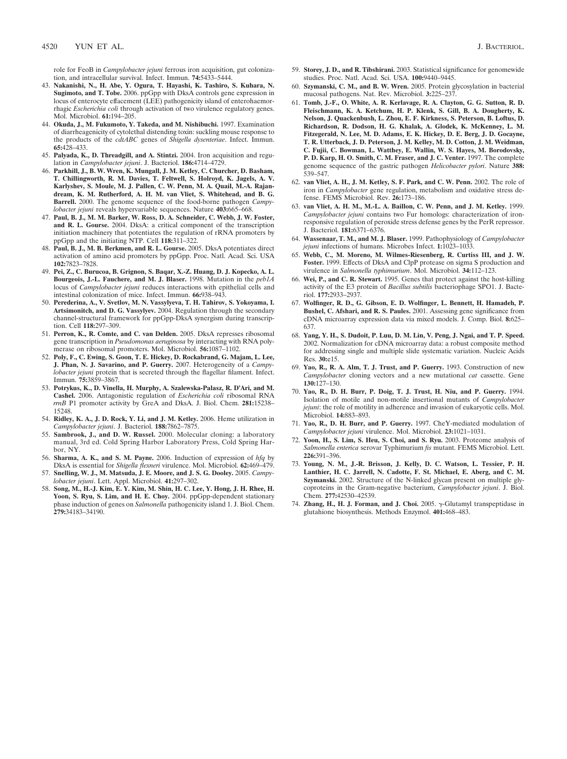role for FeoB in *Campylobacter jejuni* ferrous iron acquisition, gut colonization, and intracellular survival. Infect. Immun. **74:**5433–5444.

43. **Nakanishi, N., H. Abe, Y. Ogura, T. Hayashi, K. Tashiro, S. Kuhara, N. Sugimoto, and T. Tobe.** 2006. ppGpp with DksA controls gene expression in locus of enterocyte effacement (LEE) pathogenicity island of enterohaemorrhagic *Escherichia coli* through activation of two virulence regulatory genes. Mol. Microbiol. **61:**194–205.
44. **Okuda, J., M. Fukumoto, Y. Takeda, and M. Nishibuchi.** 1997. Examination of diarrheagenicity of cytolethal distending toxin: suckling mouse response to the products of the *cdtABC* genes of *Shigella dysenteriae*. Infect. Immun. **65:**428–433.
45. **Palyada, K., D. Threadgill, and A. Stintzi.** 2004. Iron acquisition and regulation in *Campylobacter jejuni*. J. Bacteriol. **186:**4714–4729.
46. **Parkhill, J., B. W. Wren, K. Mungall, J. M. Ketley, C. Churcher, D. Basham, T. Chillingworth, R. M. Davies, T. Feltwell, S. Holroyd, K. Jagels, A. V. Karlyshev, S. Moule, M. J. Pallen, C. W. Penn, M. A. Quail, M.-A. Rajandream, K. M. Rutherford, A. H. M. van Vliet, S. Whitehead, and B. G. Barrell.** 2000. The genome sequence of the food-borne pathogen *Campylobacter jejuni* reveals hypervariable sequences. Nature **403:**665–668.
47. **Paul, B. J., M. M. Barker, W. Ross, D. A. Schneider, C. Webb, J. W. Foster, and R. L. Gourse.** 2004. DksA: a critical component of the transcription initiation machinery that potentiates the regulation of rRNA promoters by ppGpp and the initiating NTP. Cell **118:**311–322.
48. **Paul, B. J., M. B. Berkmen, and R. L. Gourse.** 2005. DksA potentiates direct activation of amino acid promoters by ppGpp. Proc. Natl. Acad. Sci. USA **102:**7823–7828.
49. **Pei, Z., C. Burucoa, B. Grignon, S. Baqar, X.-Z. Huang, D. J. Kopecko, A. L. Bourgeois, J.-L. Fauchere, and M. J. Blaser.** 1998. Mutation in the *peb1A* locus of *Campylobacter jejuni* reduces interactions with epithelial cells and intestinal colonization of mice. Infect. Immun. **66:**938–943.
50. **Perederina, A., V. Svetlov, M. N. Vassylyeva, T. H. Tahirov, S. Yokoyama, I. Artsimonitch, and D. G. Vassylyev.** 2004. Regulation through the secondary channel-structural framework for ppGpp-DksA synergism during transcription. Cell **118:**297–309.
51. **Perron, K., R. Comte, and C. van Delden.** 2005. DksA represses ribosomal gene transcription in *Pseudomonas aeruginosa* by interacting with RNA polymerase on ribosomal promoters. Mol. Microbiol. **56:**1087–1102.
52. **Poly, F., C. Ewing, S. Goon, T. E. Hickey, D. Rockabrand, G. Majam, L. Lee, J. Phan, N. J. Savarino, and P. Guerry.** 2007. Heterogeneity of a *Campylobacter jejuni* protein that is secreted through the flagellar filament. Infect. Immun. **75:**3859–3867.
53. **Potrykus, K., D. Vinella, H. Murphy, A. Szalewska-Palasz, R. D'Ari, and M. Cashel.** 2006. Antagonistic regulation of *Escherichia coli* ribosomal RNA *rrnB* P1 promoter activity by GreA and DksA. J. Biol. Chem. **281:**15238–15248.
54. **Ridley, K. A., J. D. Rock, Y. Li, and J. M. Ketley.** 2006. Heme utilization in *Campylobacter jejuni*. J. Bacteriol. **188:**7862–7875.
55. **Sambrook, J., and D. W. Russel.** 2000. Molecular cloning: a laboratory manual, 3rd ed. Cold Spring Harbor Laboratory Press, Cold Spring Harbor, NY.
56. **Sharma, A. K., and S. M. Payne.** 2006. Induction of expression of *hfq* by DksA is essential for *Shigella flexneri* virulence. Mol. Microbiol. **62:**469–479.
57. **Snelling, W. J., M. Matsuda, J. E. Moore, and J. S. G. Dooley.** 2005. *Campylobacter jejuni*. Lett. Appl. Microbiol. **41:**297–302.
58. **Song, M., H.-J. Kim, E. Y. Kim, M. Shin, H. C. Lee, Y. Hong, J. H. Rhee, H. Yoon, S. Ryu, S. Lim, and H. E. Choy.** 2004. ppGpp-dependent stationary phase induction of genes on *Salmonella* pathogenicity island 1. J. Biol. Chem. **279:**34183–34190.
59. **Storey, J. D., and R. Tibshirani.** 2003. Statistical significance for genomewide studies. Proc. Natl. Acad. Sci. USA. **100:**9440–9445.
60. **Szymanski, C. M., and B. W. Wren.** 2005. Protein glycosylation in bacterial mucosal pathogens. Nat. Rev. Microbiol. **3:**225–237.
61. **Tomb, J.-F., O. White, A. R. Kerlavage, R. A. Clayton, G. G. Sutton, R. D. Fleischmann, K. A. Ketchum, H. P. Klenk, S. Gill, B. A. Dougherty, K. Nelson, J. Quackenbush, L. Zhou, E. F. Kirkness, S. Peterson, B. Loftus, D. Richardson, R. Dodson, H. G. Khalak, A. Glodek, K. McKenney, L. M. Fitzegerald, N. Lee, M. D. Adams, E. K. Hickey, D. E. Berg, J. D. Gocayne, T. R. Utterback, J. D. Peterson, J. M. Kelley, M. D. Cotton, J. M. Weidman, C. Fujii, C. Bowman, L. Watthey, E. Wallin, W. S. Hayes, M. Borodovsky, P. D. Karp, H. O. Smith, C. M. Fraser, and J. C. Venter.** 1997. The complete genome sequence of the gastric pathogen *Helicobacter pylori*. Nature **388:**539–547.
62. **van Vliet, A. H., J. M. Ketley, S. F. Park, and C. W. Penn.** 2002. The role of iron in *Campylobacter* gene regulation, metabolism and oxidative stress defense. FEMS Microbiol. Rev. **26:**173–186.
63. **van Vliet, A. H. M., M.-L. A. Baillon, C. W. Penn, and J. M. Ketley.** 1999. *Campylobacter jejuni* contains two Fur homologs: characterization of iron-responsive regulation of peroxide stress defense genes by the PerR repressor. J. Bacteriol. **181:**6371–6376.
64. **Wassenaar, T. M., and M. J. Blaser.** 1999. Pathophysiology of *Campylobacter jejuni* infections of humans. Microbes Infect. **1:**1023–1033.
65. **Webb, C., M. Moreno, M. Wilmes-Riesenberg, R. Curtiss III, and J. W. Foster.** 1999. Effects of DksA and ClpP protease on sigma S production and virulence in *Salmonella typhimurium*. Mol. Microbiol. **34:**112–123.
66. **Wei, P., and C. R. Stewart.** 1995. Genes that protect against the host-killing activity of the E3 protein of *Bacillus subtilis* bacteriophage SPO1. J. Bacteriol. **177:**2933–2937.
67. **Wolfinger, R. D., G. Gibson, E. D. Wolfinger, L. Bennett, H. Hamadeh, P. Bushel, C. Afshari, and R. S. Paules.** 2001. Assessing gene significance from cDNA microarray expression data via mixed models. J. Comp. Biol. **8:**625–637.
68. **Yang, Y. H., S. Dudoit, P. Luu, D. M. Lin, V. Peng, J. Ngai, and T. P. Speed.** 2002. Normalization for cDNA microarray data: a robust composite method for addressing single and multiple slide systematic variation. Nucleic Acids Res. **30:**e15.
69. **Yao, R., R. A. Alm, T. J. Trust, and P. Guerry.** 1993. Construction of new *Campylobacter* cloning vectors and a new mutational *cat* cassette. Gene **130:**127–130.
70. **Yao, R., D. H. Burr, P. Doig, T. J. Trust, H. Niu, and P. Guerry.** 1994. Isolation of motile and non-motile insertional mutants of *Campylobacter jejuni*: the role of motility in adherence and invasion of eukaryotic cells. Mol. Microbiol. **14:**883–893.
71. **Yao, R., D. H. Burr, and P. Guerry.** 1997. CheY-mediated modulation of *Campylobacter jejuni* virulence. Mol. Microbiol. **23:**1021–1031.
72. **Yoon, H., S. Lim, S. Heu, S. Choi, and S. Ryu.** 2003. Proteome analysis of *Salmonella enterica* serovar Typhimurium *fis* mutant. FEMS Microbiol. Lett. **226:**391–396.
73. **Young, N. M., J.-R. Brisson, J. Kelly, D. C. Watson, L. Tessier, P. H. Lanthier, H. C. Jarrell, N. Cadotte, F. St. Michael, E. Aberg, and C. M. Szymanski.** 2002. Structure of the N-linked glycan present on multiple glycoproteins in the Gram-negative bacterium, *Campylobacter jejuni*. J. Biol. Chem. **277:**42530–42539.
74. **Zhang, H., H. J. Forman, and J. Choi.** 2005. γ-Glutamyl transpeptidase in glutahione biosynthesis. Methods Enzymol. **401:**468–483.